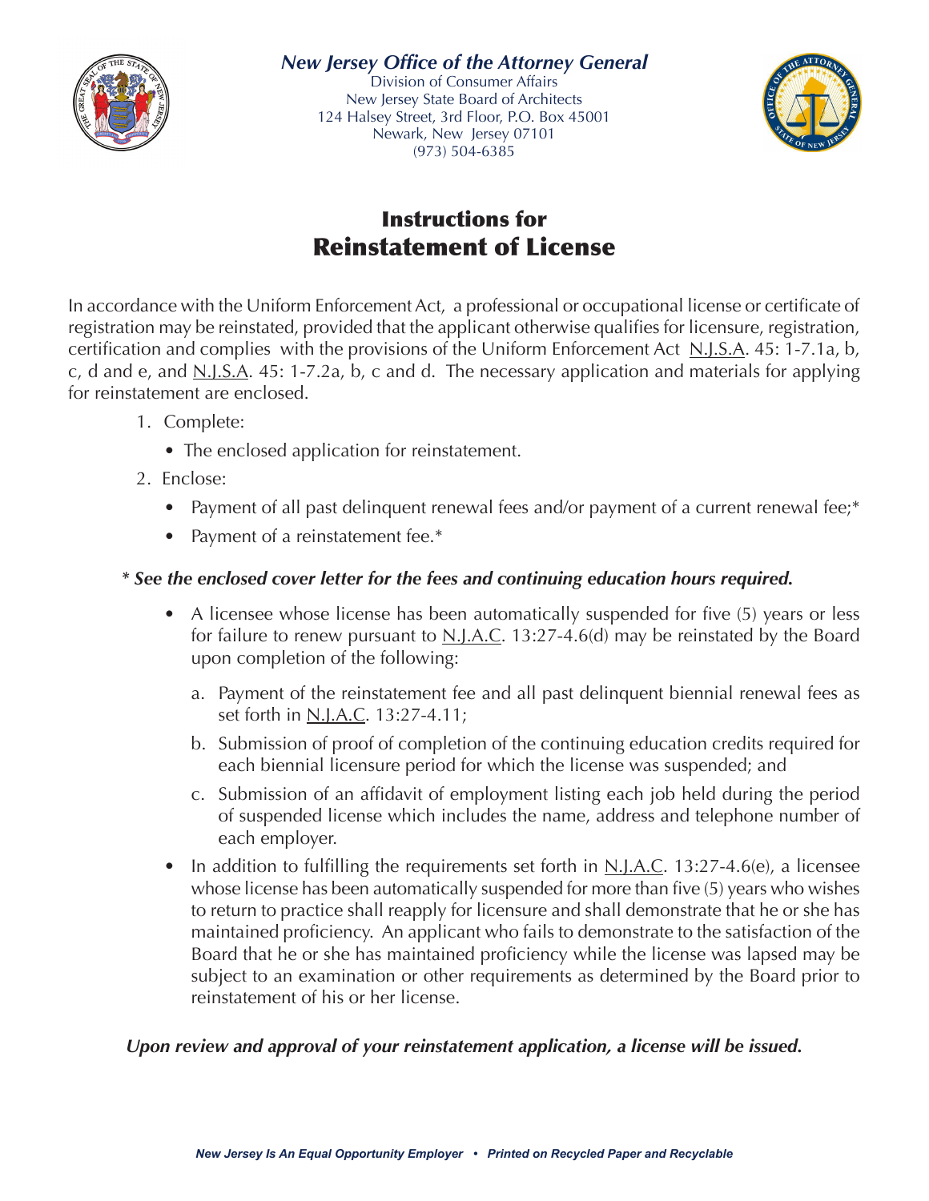*New Jersey Office of the Attorney General*

Division of Consumer Affairs
New Jersey State Board of Architects
124 Halsey Street, 3rd Floor, P.O. Box 45001
Newark, New Jersey 07101
(973) 504-6385

# Instructions for Reinstatement of License

In accordance with the Uniform Enforcement Act, a professional or occupational license or certificate of registration may be reinstated, provided that the applicant otherwise qualifies for licensure, registration, certification and complies with the provisions of the Uniform Enforcement Act N.J.S.A. 45: 1-7.1a, b, c, d and e, and N.J.S.A. 45: 1-7.2a, b, c and d. The necessary application and materials for applying for reinstatement are enclosed.

1. Complete:
   - The enclosed application for reinstatement.
2. Enclose:
   - Payment of all past delinquent renewal fees and/or payment of a current renewal fee;*
   - Payment of a reinstatement fee.*

***\* See the enclosed cover letter for the fees and continuing education hours required.***

- A licensee whose license has been automatically suspended for five (5) years or less for failure to renew pursuant to N.J.A.C. 13:27-4.6(d) may be reinstated by the Board upon completion of the following:
  a. Payment of the reinstatement fee and all past delinquent biennial renewal fees as set forth in N.J.A.C. 13:27-4.11;
  b. Submission of proof of completion of the continuing education credits required for each biennial licensure period for which the license was suspended; and
  c. Submission of an affidavit of employment listing each job held during the period of suspended license which includes the name, address and telephone number of each employer.
- In addition to fulfilling the requirements set forth in N.J.A.C. 13:27-4.6(e), a licensee whose license has been automatically suspended for more than five (5) years who wishes to return to practice shall reapply for licensure and shall demonstrate that he or she has maintained proficiency. An applicant who fails to demonstrate to the satisfaction of the Board that he or she has maintained proficiency while the license was lapsed may be subject to an examination or other requirements as determined by the Board prior to reinstatement of his or her license.

***Upon review and approval of your reinstatement application, a license will be issued.***

*New Jersey Is An Equal Opportunity Employer • Printed on Recycled Paper and Recyclable*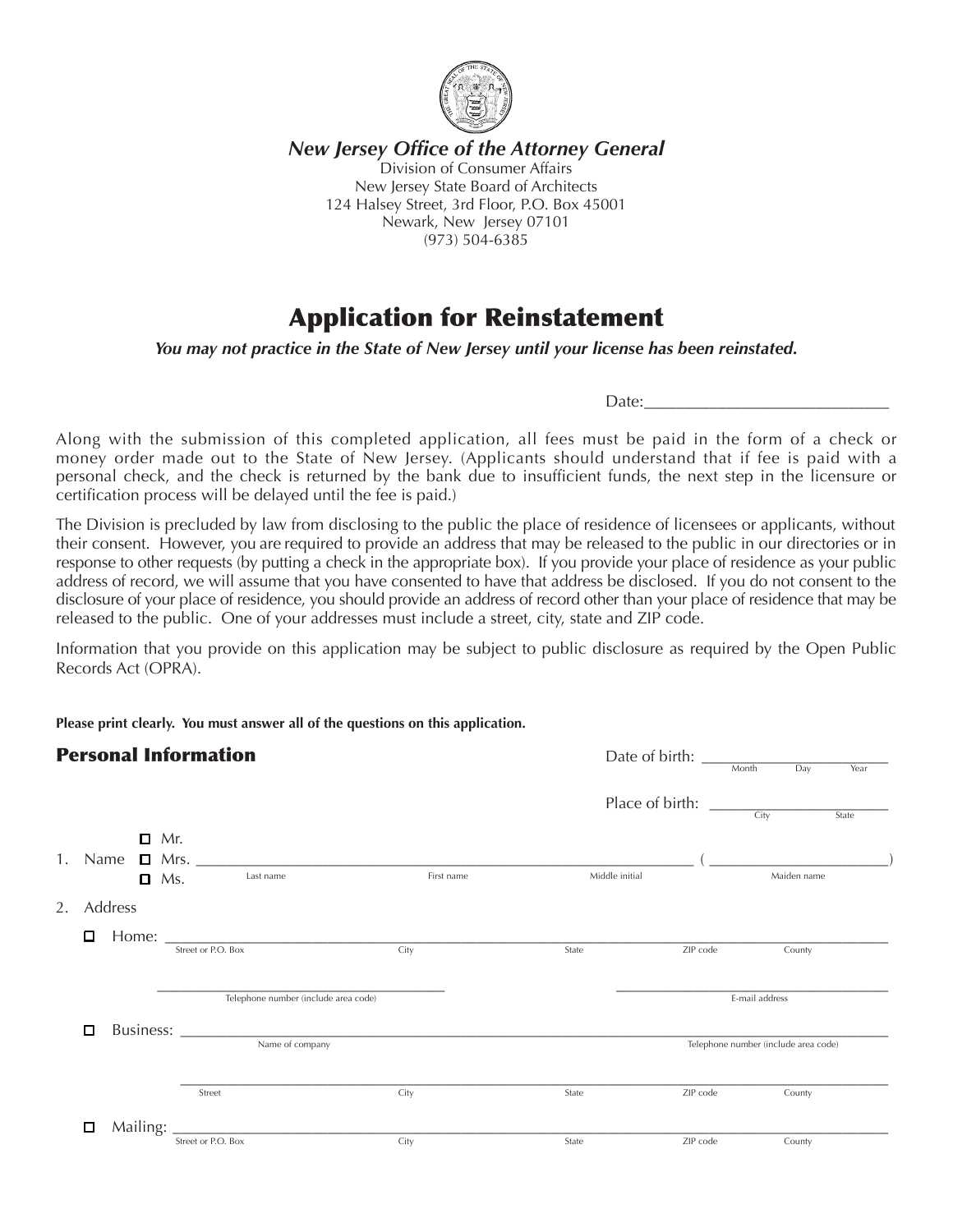**New Jersey Office of the Attorney General**
Division of Consumer Affairs
New Jersey State Board of Architects
124 Halsey Street, 3rd Floor, P.O. Box 45001
Newark, New Jersey 07101
(973) 504-6385

# Application for Reinstatement

***You may not practice in the State of New Jersey until your license has been reinstated.***

Date:_____________________________

Along with the submission of this completed application, all fees must be paid in the form of a check or money order made out to the State of New Jersey. (Applicants should understand that if fee is paid with a personal check, and the check is returned by the bank due to insufficient funds, the next step in the licensure or certification process will be delayed until the fee is paid.)

The Division is precluded by law from disclosing to the public the place of residence of licensees or applicants, without their consent. However, you are required to provide an address that may be released to the public in our directories or in response to other requests (by putting a check in the appropriate box). If you provide your place of residence as your public address of record, we will assume that you have consented to have that address be disclosed. If you do not consent to the disclosure of your place of residence, you should provide an address of record other than your place of residence that may be released to the public. One of your addresses must include a street, city, state and ZIP code.

Information that you provide on this application may be subject to public disclosure as required by the Open Public Records Act (OPRA).

**Please print clearly. You must answer all of the questions on this application.**

## Personal Information

Date of birth: ________________________
Month Day Year

Place of birth: ________________________
City State

1. Name ☐ Mr. ☐ Mrs. ☐ Ms. ______________________________________________ ( ________________ )
   Last name First name Middle initial Maiden name

2. Address

   ☐ Home: __________________________________________________________________
   Street or P.O. Box City State ZIP code County

   ________________________________ ________________________________
   Telephone number (include area code) E-mail address

   ☐ Business: _______________________________________________________________
   Name of company Telephone number (include area code)

   __________________________________________________________________
   Street City State ZIP code County

   ☐ Mailing: _________________________________________________________________
   Street or P.O. Box City State ZIP code County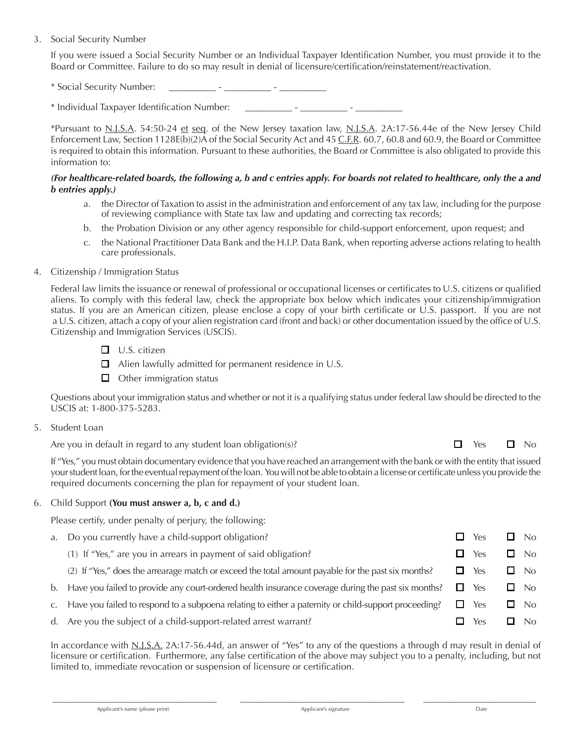3. Social Security Number

   If you were issued a Social Security Number or an Individual Taxpayer Identification Number, you must provide it to the Board or Committee. Failure to do so may result in denial of licensure/certification/reinstatement/reactivation.

   * Social Security Number: _________ - _________ - _________

   * Individual Taxpayer Identification Number: _________ - _________ - _________

   *Pursuant to N.J.S.A. 54:50-24 et seq. of the New Jersey taxation law, N.J.S.A. 2A:17-56.44e of the New Jersey Child Enforcement Law, Section 1128E(b)(2)A of the Social Security Act and 45 C.F.R. 60.7, 60.8 and 60.9, the Board or Committee is required to obtain this information. Pursuant to these authorities, the Board or Committee is also obligated to provide this information to:

   ***(For healthcare-related boards, the following a, b and c entries apply. For boards not related to healthcare, only the a and b entries apply.)***

   a. the Director of Taxation to assist in the administration and enforcement of any tax law, including for the purpose of reviewing compliance with State tax law and updating and correcting tax records;
   b. the Probation Division or any other agency responsible for child-support enforcement, upon request; and
   c. the National Practitioner Data Bank and the H.I.P. Data Bank, when reporting adverse actions relating to health care professionals.

4. Citizenship / Immigration Status

   Federal law limits the issuance or renewal of professional or occupational licenses or certificates to U.S. citizens or qualified aliens. To comply with this federal law, check the appropriate box below which indicates your citizenship/immigration status. If you are an American citizen, please enclose a copy of your birth certificate or U.S. passport. If you are not a U.S. citizen, attach a copy of your alien registration card (front and back) or other documentation issued by the office of U.S. Citizenship and Immigration Services (USCIS).

   ☐ U.S. citizen

   ☐ Alien lawfully admitted for permanent residence in U.S.

   ☐ Other immigration status

   Questions about your immigration status and whether or not it is a qualifying status under federal law should be directed to the USCIS at: 1-800-375-5283.

5. Student Loan

   Are you in default in regard to any student loan obligation(s)? ☐ Yes ☐ No

   If "Yes," you must obtain documentary evidence that you have reached an arrangement with the bank or with the entity that issued your student loan, for the eventual repayment of the loan. You will not be able to obtain a license or certificate unless you provide the required documents concerning the plan for repayment of your student loan.

6. Child Support **(You must answer a, b, c and d.)**

   Please certify, under penalty of perjury, the following:

   a. Do you currently have a child-support obligation? ☐ Yes ☐ No
      (1) If "Yes," are you in arrears in payment of said obligation? ☐ Yes ☐ No
      (2) If "Yes," does the arrearage match or exceed the total amount payable for the past six months? ☐ Yes ☐ No
   b. Have you failed to provide any court-ordered health insurance coverage during the past six months? ☐ Yes ☐ No
   c. Have you failed to respond to a subpoena relating to either a paternity or child-support proceeding? ☐ Yes ☐ No
   d. Are you the subject of a child-support-related arrest warrant? ☐ Yes ☐ No

   In accordance with N.J.S.A. 2A:17-56.44d, an answer of "Yes" to any of the questions a through d may result in denial of licensure or certification. Furthermore, any false certification of the above may subject you to a penalty, including, but not limited to, immediate revocation or suspension of licensure or certification.

______________________________ ______________________________ ____________________
Applicant's name (please print) Applicant's signature Date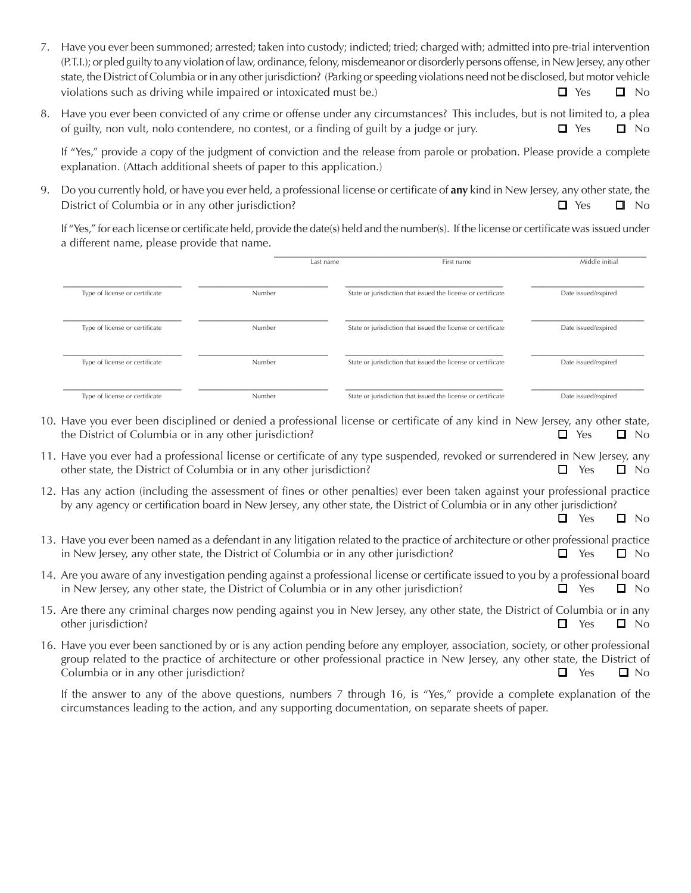7. Have you ever been summoned; arrested; taken into custody; indicted; tried; charged with; admitted into pre-trial intervention (P.T.I.); or pled guilty to any violation of law, ordinance, felony, misdemeanor or disorderly persons offense, in New Jersey, any other state, the District of Columbia or in any other jurisdiction? (Parking or speeding violations need not be disclosed, but motor vehicle violations such as driving while impaired or intoxicated must be.) ☐ Yes ☐ No

8. Have you ever been convicted of any crime or offense under any circumstances? This includes, but is not limited to, a plea of guilty, non vult, nolo contendere, no contest, or a finding of guilt by a judge or jury. ☐ Yes ☐ No

   If "Yes," provide a copy of the judgment of conviction and the release from parole or probation. Please provide a complete explanation. (Attach additional sheets of paper to this application.)

9. Do you currently hold, or have you ever held, a professional license or certificate of **any** kind in New Jersey, any other state, the District of Columbia or in any other jurisdiction? ☐ Yes ☐ No

   If "Yes," for each license or certificate held, provide the date(s) held and the number(s). If the license or certificate was issued under a different name, please provide that name.

| Last name | First name | Middle initial |
|---|---|---|
| | | |

| Type of license or certificate | Number | State or jurisdiction that issued the license or certificate | Date issued/expired |
|---|---|---|---|
| | | | |
| | | | |
| | | | |
| | | | |

10. Have you ever been disciplined or denied a professional license or certificate of any kind in New Jersey, any other state, the District of Columbia or in any other jurisdiction? ☐ Yes ☐ No

11. Have you ever had a professional license or certificate of any type suspended, revoked or surrendered in New Jersey, any other state, the District of Columbia or in any other jurisdiction? ☐ Yes ☐ No

12. Has any action (including the assessment of fines or other penalties) ever been taken against your professional practice by any agency or certification board in New Jersey, any other state, the District of Columbia or in any other jurisdiction? ☐ Yes ☐ No

13. Have you ever been named as a defendant in any litigation related to the practice of architecture or other professional practice in New Jersey, any other state, the District of Columbia or in any other jurisdiction? ☐ Yes ☐ No

14. Are you aware of any investigation pending against a professional license or certificate issued to you by a professional board in New Jersey, any other state, the District of Columbia or in any other jurisdiction? ☐ Yes ☐ No

15. Are there any criminal charges now pending against you in New Jersey, any other state, the District of Columbia or in any other jurisdiction? ☐ Yes ☐ No

16. Have you ever been sanctioned by or is any action pending before any employer, association, society, or other professional group related to the practice of architecture or other professional practice in New Jersey, any other state, the District of Columbia or in any other jurisdiction? ☐ Yes ☐ No

    If the answer to any of the above questions, numbers 7 through 16, is "Yes," provide a complete explanation of the circumstances leading to the action, and any supporting documentation, on separate sheets of paper.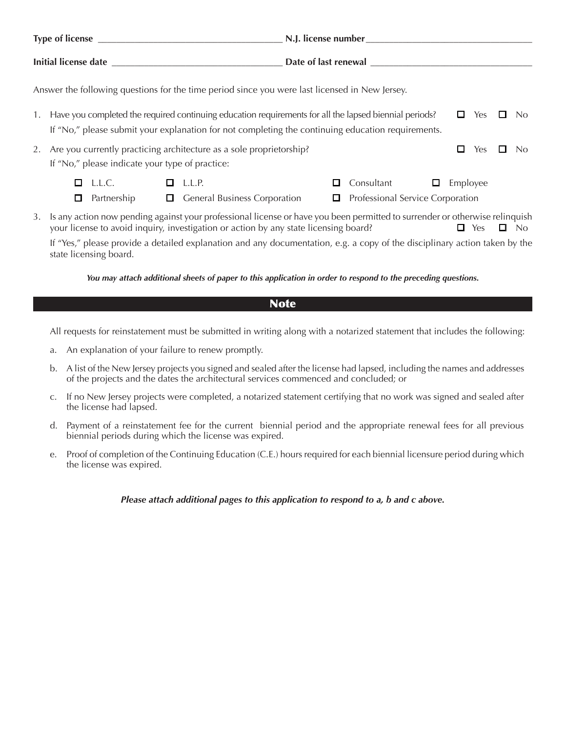**Type of license** ______________________________________ **N.J. license number**___________________________________

**Initial license date** ___________________________________ **Date of last renewal** __________________________________

Answer the following questions for the time period since you were last licensed in New Jersey.

1. Have you completed the required continuing education requirements for all the lapsed biennial periods? ☐ Yes ☐ No
   If "No," please submit your explanation for not completing the continuing education requirements.

2. Are you currently practicing architecture as a sole proprietorship? ☐ Yes ☐ No
   If "No," please indicate your type of practice:

   ☐ L.L.C. ☐ L.L.P. ☐ Consultant ☐ Employee
   ☐ Partnership ☐ General Business Corporation ☐ Professional Service Corporation

3. Is any action now pending against your professional license or have you been permitted to surrender or otherwise relinquish your license to avoid inquiry, investigation or action by any state licensing board? ☐ Yes ☐ No
   If "Yes," please provide a detailed explanation and any documentation, e.g. a copy of the disciplinary action taken by the state licensing board.

***You may attach additional sheets of paper to this application in order to respond to the preceding questions.***

## Note

All requests for reinstatement must be submitted in writing along with a notarized statement that includes the following:

a. An explanation of your failure to renew promptly.

b. A list of the New Jersey projects you signed and sealed after the license had lapsed, including the names and addresses of the projects and the dates the architectural services commenced and concluded; or

c. If no New Jersey projects were completed, a notarized statement certifying that no work was signed and sealed after the license had lapsed.

d. Payment of a reinstatement fee for the current biennial period and the appropriate renewal fees for all previous biennial periods during which the license was expired.

e. Proof of completion of the Continuing Education (C.E.) hours required for each biennial licensure period during which the license was expired.

***Please attach additional pages to this application to respond to a, b and c above.***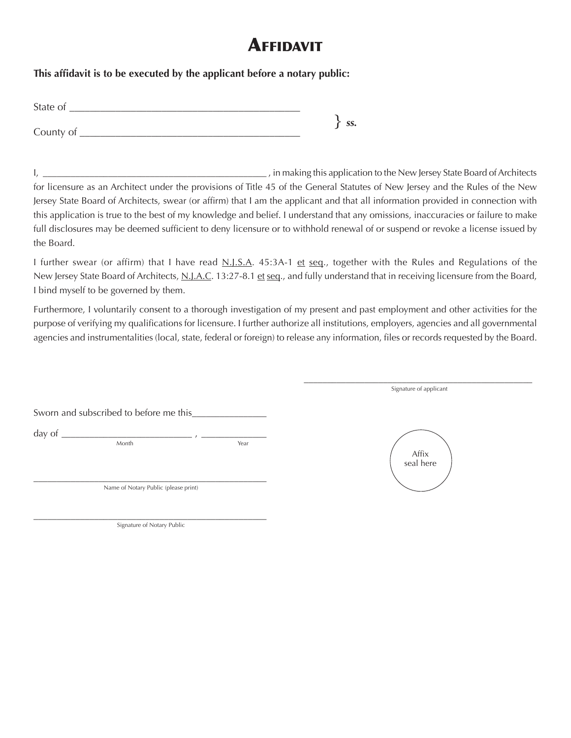# Affidavit

**This affidavit is to be executed by the applicant before a notary public:**

State of _____________________________________________

County of ___________________________________________ } *ss.*

I, _____________________________________________ , in making this application to the New Jersey State Board of Architects for licensure as an Architect under the provisions of Title 45 of the General Statutes of New Jersey and the Rules of the New Jersey State Board of Architects, swear (or affirm) that I am the applicant and that all information provided in connection with this application is true to the best of my knowledge and belief. I understand that any omissions, inaccuracies or failure to make full disclosures may be deemed sufficient to deny licensure or to withhold renewal of or suspend or revoke a license issued by the Board.

I further swear (or affirm) that I have read N.J.S.A. 45:3A-1 et seq., together with the Rules and Regulations of the New Jersey State Board of Architects, N.J.A.C. 13:27-8.1 et seq., and fully understand that in receiving licensure from the Board, I bind myself to be governed by them.

Furthermore, I voluntarily consent to a thorough investigation of my present and past employment and other activities for the purpose of verifying my qualifications for licensure. I further authorize all institutions, employers, agencies and all governmental agencies and instrumentalities (local, state, federal or foreign) to release any information, files or records requested by the Board.

_____________________________________________
Signature of applicant

Sworn and subscribed to before me this_______________

day of __________________________ , _____________
Month Year

Affix seal here

_____________________________________________
Name of Notary Public (please print)

_____________________________________________
Signature of Notary Public